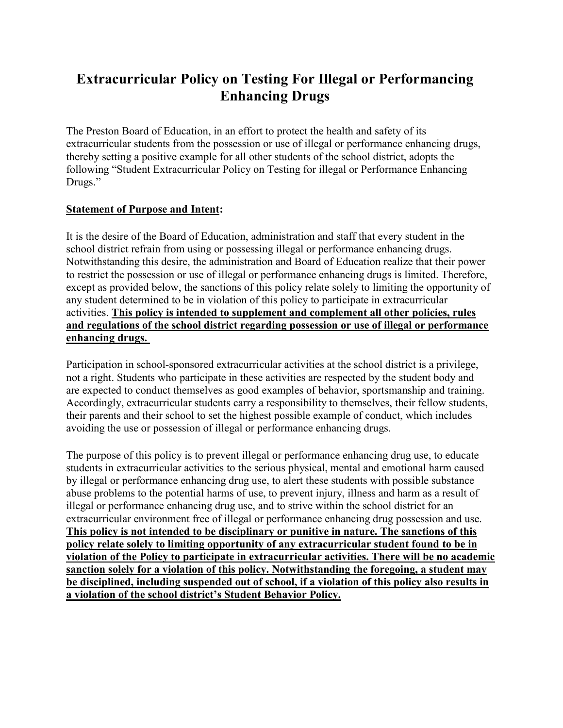# Extracurricular Policy on Testing For Illegal or Performancing Enhancing Drugs

The Preston Board of Education, in an effort to protect the health and safety of its extracurricular students from the possession or use of illegal or performance enhancing drugs, thereby setting a positive example for all other students of the school district, adopts the following "Student Extracurricular Policy on Testing for illegal or Performance Enhancing Drugs."

**Statement of Purpose and Intent:**

It is the desire of the Board of Education, administration and staff that every student in the school district refrain from using or possessing illegal or performance enhancing drugs. Notwithstanding this desire, the administration and Board of Education realize that their power to restrict the possession or use of illegal or performance enhancing drugs is limited. Therefore, except as provided below, the sanctions of this policy relate solely to limiting the opportunity of any student determined to be in violation of this policy to participate in extracurricular activities. **This policy is intended to supplement and complement all other policies, rules and regulations of the school district regarding possession or use of illegal or performance enhancing drugs.**

Participation in school-sponsored extracurricular activities at the school district is a privilege, not a right. Students who participate in these activities are respected by the student body and are expected to conduct themselves as good examples of behavior, sportsmanship and training. Accordingly, extracurricular students carry a responsibility to themselves, their fellow students, their parents and their school to set the highest possible example of conduct, which includes avoiding the use or possession of illegal or performance enhancing drugs.

The purpose of this policy is to prevent illegal or performance enhancing drug use, to educate students in extracurricular activities to the serious physical, mental and emotional harm caused by illegal or performance enhancing drug use, to alert these students with possible substance abuse problems to the potential harms of use, to prevent injury, illness and harm as a result of illegal or performance enhancing drug use, and to strive within the school district for an extracurricular environment free of illegal or performance enhancing drug possession and use. **This policy is not intended to be disciplinary or punitive in nature. The sanctions of this policy relate solely to limiting opportunity of any extracurricular student found to be in violation of the Policy to participate in extracurricular activities. There will be no academic sanction solely for a violation of this policy. Notwithstanding the foregoing, a student may be disciplined, including suspended out of school, if a violation of this policy also results in a violation of the school district's Student Behavior Policy.**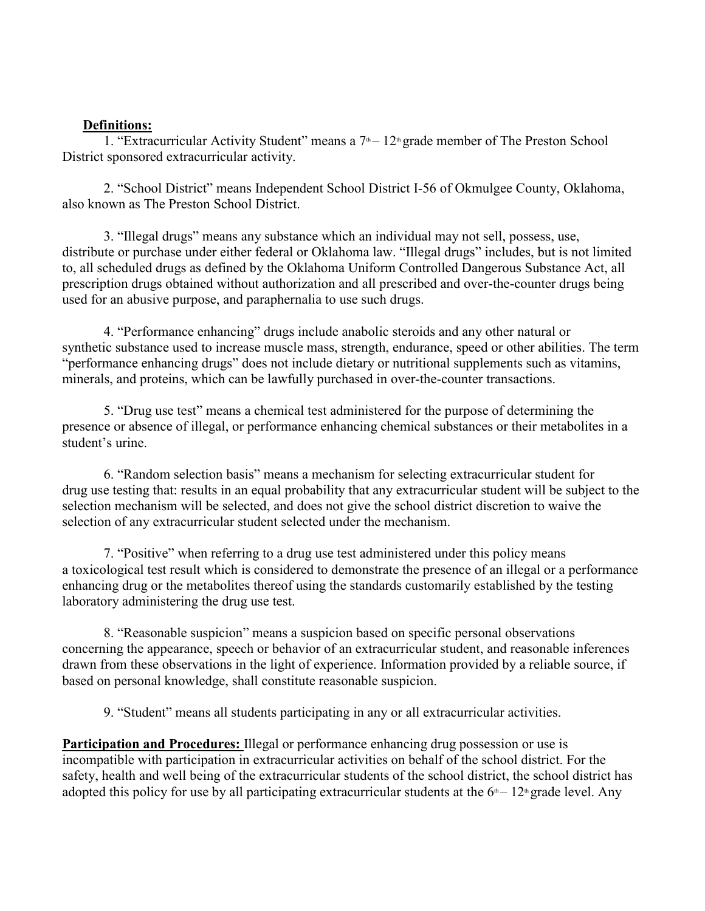**Definitions:**

1. "Extracurricular Activity Student" means a 7th – 12th grade member of The Preston School District sponsored extracurricular activity.

2. "School District" means Independent School District I-56 of Okmulgee County, Oklahoma, also known as The Preston School District.

3. "Illegal drugs" means any substance which an individual may not sell, possess, use, distribute or purchase under either federal or Oklahoma law. "Illegal drugs" includes, but is not limited to, all scheduled drugs as defined by the Oklahoma Uniform Controlled Dangerous Substance Act, all prescription drugs obtained without authorization and all prescribed and over-the-counter drugs being used for an abusive purpose, and paraphernalia to use such drugs.

4. "Performance enhancing" drugs include anabolic steroids and any other natural or synthetic substance used to increase muscle mass, strength, endurance, speed or other abilities. The term "performance enhancing drugs" does not include dietary or nutritional supplements such as vitamins, minerals, and proteins, which can be lawfully purchased in over-the-counter transactions.

5. "Drug use test" means a chemical test administered for the purpose of determining the presence or absence of illegal, or performance enhancing chemical substances or their metabolites in a student's urine.

6. "Random selection basis" means a mechanism for selecting extracurricular student for drug use testing that: results in an equal probability that any extracurricular student will be subject to the selection mechanism will be selected, and does not give the school district discretion to waive the selection of any extracurricular student selected under the mechanism.

7. "Positive" when referring to a drug use test administered under this policy means a toxicological test result which is considered to demonstrate the presence of an illegal or a performance enhancing drug or the metabolites thereof using the standards customarily established by the testing laboratory administering the drug use test.

8. "Reasonable suspicion" means a suspicion based on specific personal observations concerning the appearance, speech or behavior of an extracurricular student, and reasonable inferences drawn from these observations in the light of experience. Information provided by a reliable source, if based on personal knowledge, shall constitute reasonable suspicion.

9. "Student" means all students participating in any or all extracurricular activities.

**Participation and Procedures:** Illegal or performance enhancing drug possession or use is incompatible with participation in extracurricular activities on behalf of the school district. For the safety, health and well being of the extracurricular students of the school district, the school district has adopted this policy for use by all participating extracurricular students at the 6th – 12th grade level. Any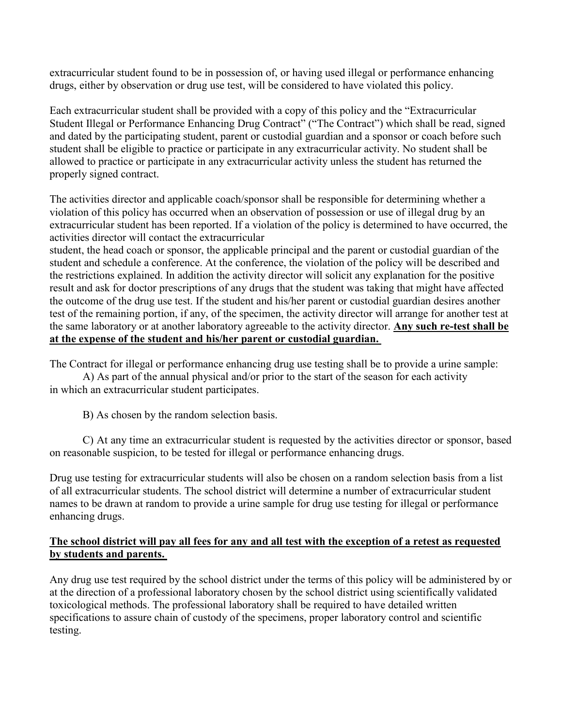extracurricular student found to be in possession of, or having used illegal or performance enhancing drugs, either by observation or drug use test, will be considered to have violated this policy.

Each extracurricular student shall be provided with a copy of this policy and the "Extracurricular Student Illegal or Performance Enhancing Drug Contract" ("The Contract") which shall be read, signed and dated by the participating student, parent or custodial guardian and a sponsor or coach before such student shall be eligible to practice or participate in any extracurricular activity. No student shall be allowed to practice or participate in any extracurricular activity unless the student has returned the properly signed contract.

The activities director and applicable coach/sponsor shall be responsible for determining whether a violation of this policy has occurred when an observation of possession or use of illegal drug by an extracurricular student has been reported. If a violation of the policy is determined to have occurred, the activities director will contact the extracurricular student, the head coach or sponsor, the applicable principal and the parent or custodial guardian of the student and schedule a conference. At the conference, the violation of the policy will be described and the restrictions explained. In addition the activity director will solicit any explanation for the positive result and ask for doctor prescriptions of any drugs that the student was taking that might have affected the outcome of the drug use test. If the student and his/her parent or custodial guardian desires another test of the remaining portion, if any, of the specimen, the activity director will arrange for another test at the same laboratory or at another laboratory agreeable to the activity director. **Any such re-test shall be at the expense of the student and his/her parent or custodial guardian.**

The Contract for illegal or performance enhancing drug use testing shall be to provide a urine sample:

A) As part of the annual physical and/or prior to the start of the season for each activity in which an extracurricular student participates.

B) As chosen by the random selection basis.

C) At any time an extracurricular student is requested by the activities director or sponsor, based on reasonable suspicion, to be tested for illegal or performance enhancing drugs.

Drug use testing for extracurricular students will also be chosen on a random selection basis from a list of all extracurricular students. The school district will determine a number of extracurricular student names to be drawn at random to provide a urine sample for drug use testing for illegal or performance enhancing drugs.

**The school district will pay all fees for any and all test with the exception of a retest as requested by students and parents.**

Any drug use test required by the school district under the terms of this policy will be administered by or at the direction of a professional laboratory chosen by the school district using scientifically validated toxicological methods. The professional laboratory shall be required to have detailed written specifications to assure chain of custody of the specimens, proper laboratory control and scientific testing.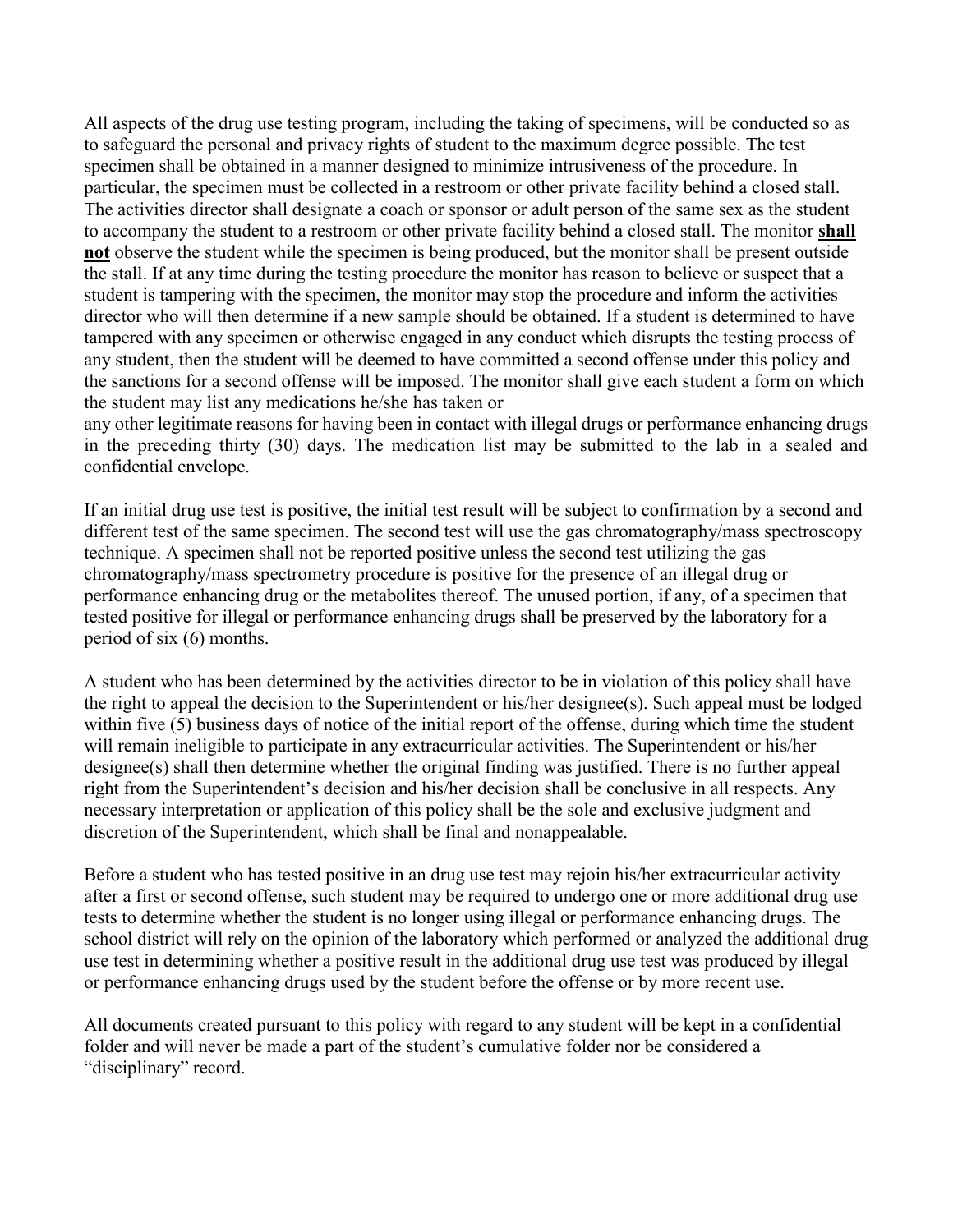All aspects of the drug use testing program, including the taking of specimens, will be conducted so as to safeguard the personal and privacy rights of student to the maximum degree possible. The test specimen shall be obtained in a manner designed to minimize intrusiveness of the procedure. In particular, the specimen must be collected in a restroom or other private facility behind a closed stall. The activities director shall designate a coach or sponsor or adult person of the same sex as the student to accompany the student to a restroom or other private facility behind a closed stall. The monitor **shall not** observe the student while the specimen is being produced, but the monitor shall be present outside the stall. If at any time during the testing procedure the monitor has reason to believe or suspect that a student is tampering with the specimen, the monitor may stop the procedure and inform the activities director who will then determine if a new sample should be obtained. If a student is determined to have tampered with any specimen or otherwise engaged in any conduct which disrupts the testing process of any student, then the student will be deemed to have committed a second offense under this policy and the sanctions for a second offense will be imposed. The monitor shall give each student a form on which the student may list any medications he/she has taken or any other legitimate reasons for having been in contact with illegal drugs or performance enhancing drugs in the preceding thirty (30) days. The medication list may be submitted to the lab in a sealed and confidential envelope.

If an initial drug use test is positive, the initial test result will be subject to confirmation by a second and different test of the same specimen. The second test will use the gas chromatography/mass spectroscopy technique. A specimen shall not be reported positive unless the second test utilizing the gas chromatography/mass spectrometry procedure is positive for the presence of an illegal drug or performance enhancing drug or the metabolites thereof. The unused portion, if any, of a specimen that tested positive for illegal or performance enhancing drugs shall be preserved by the laboratory for a period of six (6) months.

A student who has been determined by the activities director to be in violation of this policy shall have the right to appeal the decision to the Superintendent or his/her designee(s). Such appeal must be lodged within five (5) business days of notice of the initial report of the offense, during which time the student will remain ineligible to participate in any extracurricular activities. The Superintendent or his/her designee(s) shall then determine whether the original finding was justified. There is no further appeal right from the Superintendent's decision and his/her decision shall be conclusive in all respects. Any necessary interpretation or application of this policy shall be the sole and exclusive judgment and discretion of the Superintendent, which shall be final and nonappealable.

Before a student who has tested positive in an drug use test may rejoin his/her extracurricular activity after a first or second offense, such student may be required to undergo one or more additional drug use tests to determine whether the student is no longer using illegal or performance enhancing drugs. The school district will rely on the opinion of the laboratory which performed or analyzed the additional drug use test in determining whether a positive result in the additional drug use test was produced by illegal or performance enhancing drugs used by the student before the offense or by more recent use.

All documents created pursuant to this policy with regard to any student will be kept in a confidential folder and will never be made a part of the student's cumulative folder nor be considered a "disciplinary" record.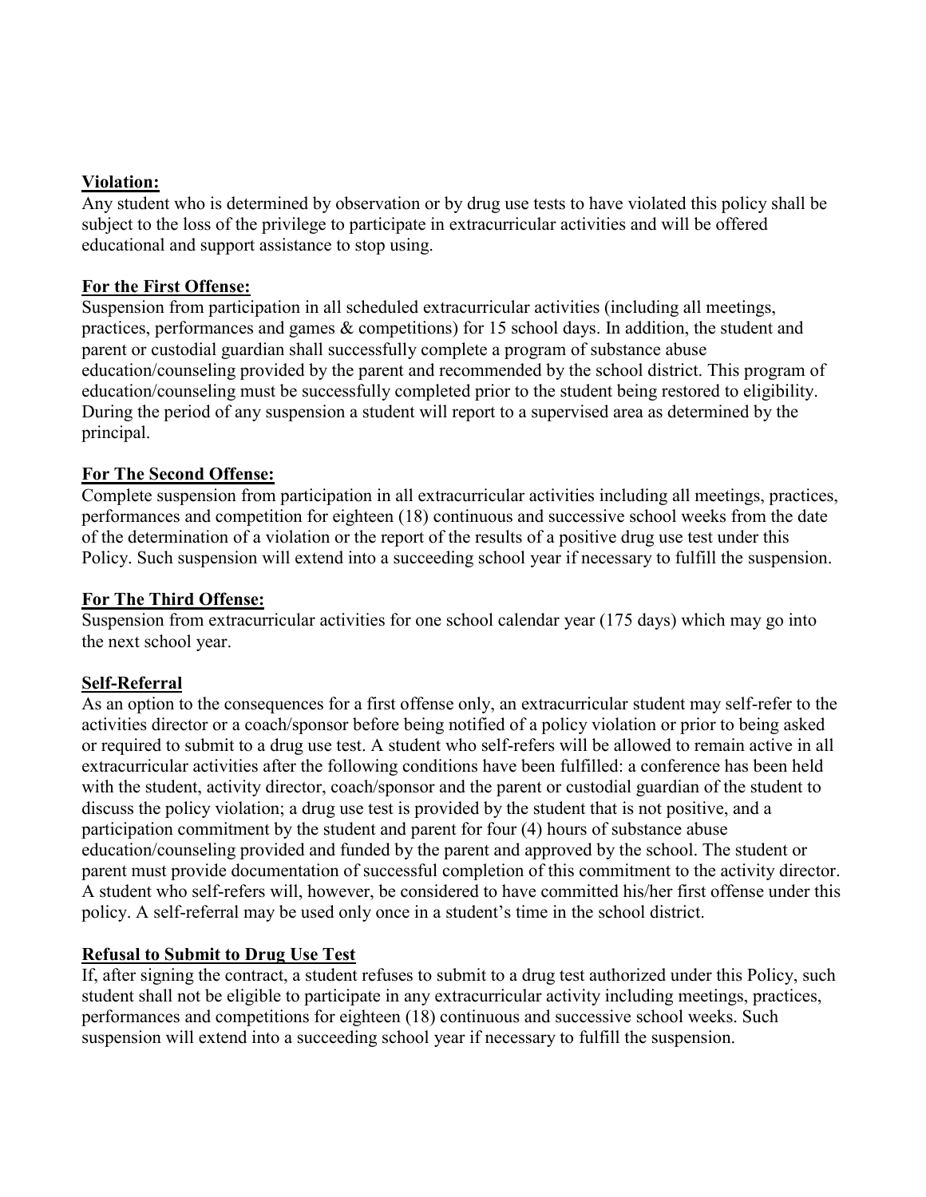**Violation:**
Any student who is determined by observation or by drug use tests to have violated this policy shall be subject to the loss of the privilege to participate in extracurricular activities and will be offered educational and support assistance to stop using.

**For the First Offense:**
Suspension from participation in all scheduled extracurricular activities (including all meetings, practices, performances and games & competitions) for 15 school days. In addition, the student and parent or custodial guardian shall successfully complete a program of substance abuse education/counseling provided by the parent and recommended by the school district. This program of education/counseling must be successfully completed prior to the student being restored to eligibility. During the period of any suspension a student will report to a supervised area as determined by the principal.

**For The Second Offense:**
Complete suspension from participation in all extracurricular activities including all meetings, practices, performances and competition for eighteen (18) continuous and successive school weeks from the date of the determination of a violation or the report of the results of a positive drug use test under this Policy. Such suspension will extend into a succeeding school year if necessary to fulfill the suspension.

**For The Third Offense:**
Suspension from extracurricular activities for one school calendar year (175 days) which may go into the next school year.

**Self-Referral**
As an option to the consequences for a first offense only, an extracurricular student may self-refer to the activities director or a coach/sponsor before being notified of a policy violation or prior to being asked or required to submit to a drug use test. A student who self-refers will be allowed to remain active in all extracurricular activities after the following conditions have been fulfilled: a conference has been held with the student, activity director, coach/sponsor and the parent or custodial guardian of the student to discuss the policy violation; a drug use test is provided by the student that is not positive, and a participation commitment by the student and parent for four (4) hours of substance abuse education/counseling provided and funded by the parent and approved by the school. The student or parent must provide documentation of successful completion of this commitment to the activity director. A student who self-refers will, however, be considered to have committed his/her first offense under this policy. A self-referral may be used only once in a student's time in the school district.

**Refusal to Submit to Drug Use Test**
If, after signing the contract, a student refuses to submit to a drug test authorized under this Policy, such student shall not be eligible to participate in any extracurricular activity including meetings, practices, performances and competitions for eighteen (18) continuous and successive school weeks. Such suspension will extend into a succeeding school year if necessary to fulfill the suspension.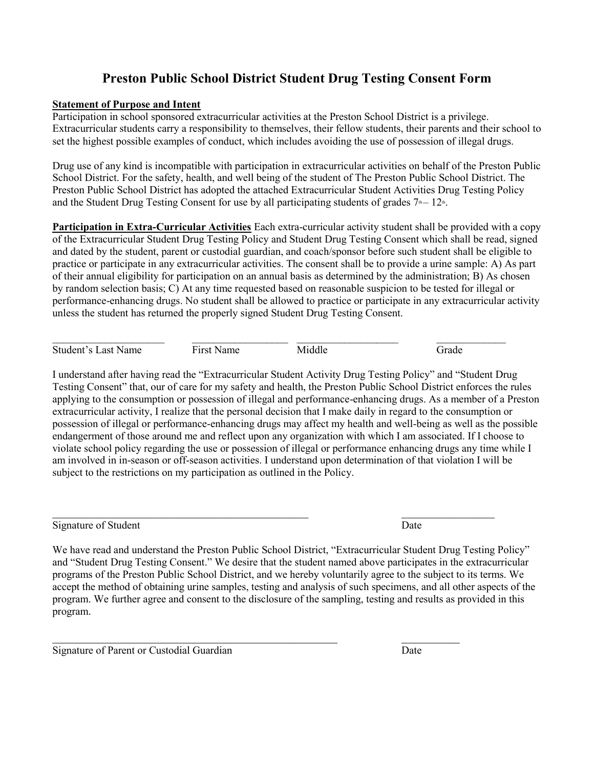# Preston Public School District Student Drug Testing Consent Form

**Statement of Purpose and Intent**

Participation in school sponsored extracurricular activities at the Preston School District is a privilege. Extracurricular students carry a responsibility to themselves, their fellow students, their parents and their school to set the highest possible examples of conduct, which includes avoiding the use of possession of illegal drugs.

Drug use of any kind is incompatible with participation in extracurricular activities on behalf of the Preston Public School District. For the safety, health, and well being of the student of The Preston Public School District. The Preston Public School District has adopted the attached Extracurricular Student Activities Drug Testing Policy and the Student Drug Testing Consent for use by all participating students of grades $7^{th}$ – $12^{th}$.

**Participation in Extra-Curricular Activities** Each extra-curricular activity student shall be provided with a copy of the Extracurricular Student Drug Testing Policy and Student Drug Testing Consent which shall be read, signed and dated by the student, parent or custodial guardian, and coach/sponsor before such student shall be eligible to practice or participate in any extracurricular activities. The consent shall be to provide a urine sample: A) As part of their annual eligibility for participation on an annual basis as determined by the administration; B) As chosen by random selection basis; C) At any time requested based on reasonable suspicion to be tested for illegal or performance-enhancing drugs. No student shall be allowed to practice or participate in any extracurricular activity unless the student has returned the properly signed Student Drug Testing Consent.

______________________ __________________ ___________________ _____________

Student's Last Name First Name Middle Grade

I understand after having read the "Extracurricular Student Activity Drug Testing Policy" and "Student Drug Testing Consent" that, our of care for my safety and health, the Preston Public School District enforces the rules applying to the consumption or possession of illegal and performance-enhancing drugs. As a member of a Preston extracurricular activity, I realize that the personal decision that I make daily in regard to the consumption or possession of illegal or performance-enhancing drugs may affect my health and well-being as well as the possible endangerment of those around me and reflect upon any organization with which I am associated. If I choose to violate school policy regarding the use or possession of illegal or performance enhancing drugs any time while I am involved in in-season or off-season activities. I understand upon determination of that violation I will be subject to the restrictions on my participation as outlined in the Policy.

__________________________________________________ __________________

Signature of Student Date

We have read and understand the Preston Public School District, "Extracurricular Student Drug Testing Policy" and "Student Drug Testing Consent." We desire that the student named above participates in the extracurricular programs of the Preston Public School District, and we hereby voluntarily agree to the subject to its terms. We accept the method of obtaining urine samples, testing and analysis of such specimens, and all other aspects of the program. We further agree and consent to the disclosure of the sampling, testing and results as provided in this program.

________________________________________________________ ___________

Signature of Parent or Custodial Guardian Date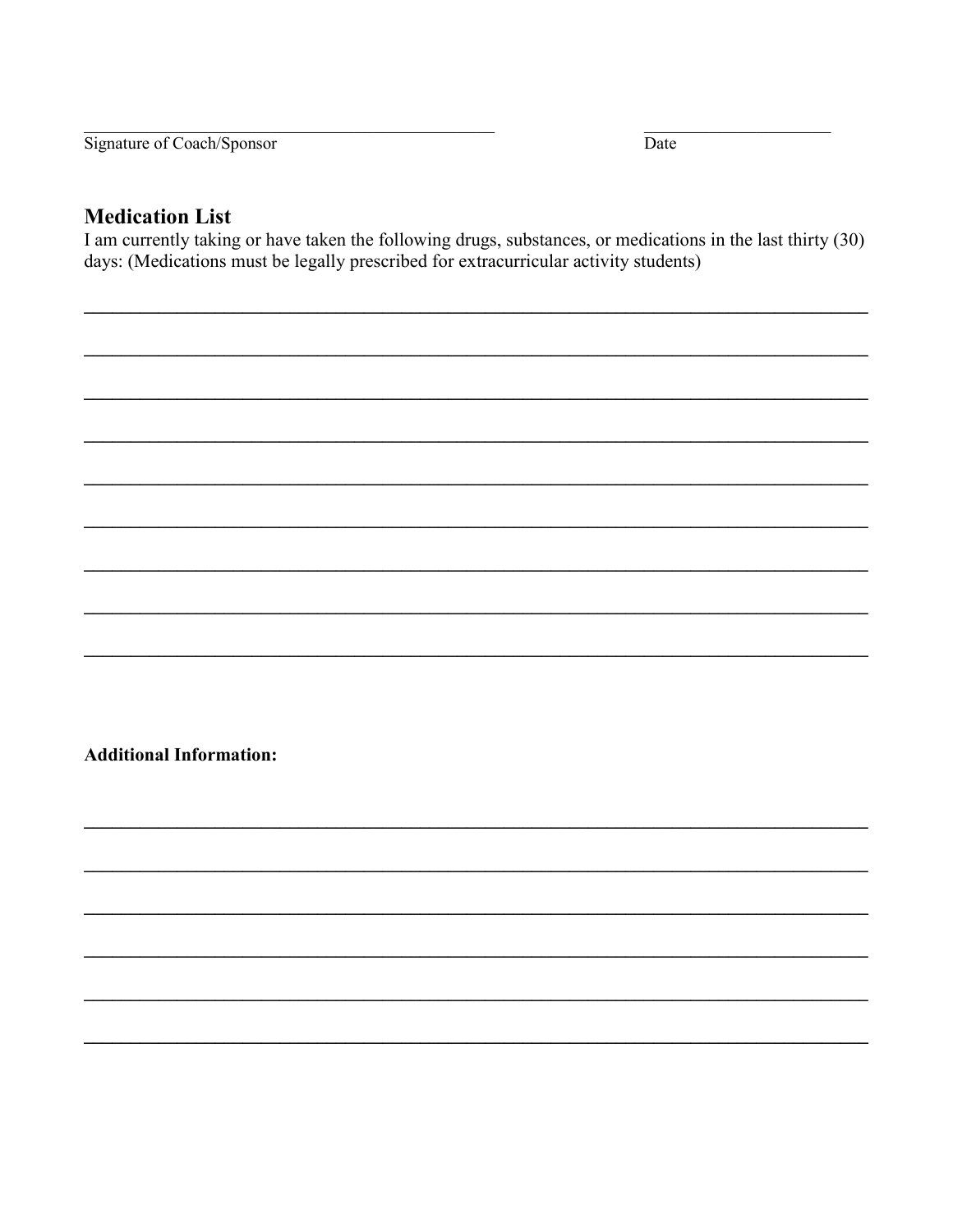\_\_\_\_\_\_\_\_\_\_\_\_\_\_\_\_\_\_\_\_\_\_\_\_\_\_\_\_\_\_\_\_\_\_\_\_\_\_\_\_\_\_\_\_ \_\_\_\_\_\_\_\_\_\_\_\_\_\_\_\_\_\_\_\_\_\_
Signature of Coach/Sponsor Date

## Medication List

I am currently taking or have taken the following drugs, substances, or medications in the last thirty (30) days: (Medications must be legally prescribed for extracurricular activity students)

\_\_\_\_\_\_\_\_\_\_\_\_\_\_\_\_\_\_\_\_\_\_\_\_\_\_\_\_\_\_\_\_\_\_\_\_\_\_\_\_\_\_\_\_\_\_\_\_\_\_\_\_\_\_\_\_\_\_\_\_\_\_\_\_\_\_\_\_\_\_\_\_\_\_\_\_\_\_

\_\_\_\_\_\_\_\_\_\_\_\_\_\_\_\_\_\_\_\_\_\_\_\_\_\_\_\_\_\_\_\_\_\_\_\_\_\_\_\_\_\_\_\_\_\_\_\_\_\_\_\_\_\_\_\_\_\_\_\_\_\_\_\_\_\_\_\_\_\_\_\_\_\_\_\_\_\_

\_\_\_\_\_\_\_\_\_\_\_\_\_\_\_\_\_\_\_\_\_\_\_\_\_\_\_\_\_\_\_\_\_\_\_\_\_\_\_\_\_\_\_\_\_\_\_\_\_\_\_\_\_\_\_\_\_\_\_\_\_\_\_\_\_\_\_\_\_\_\_\_\_\_\_\_\_\_

\_\_\_\_\_\_\_\_\_\_\_\_\_\_\_\_\_\_\_\_\_\_\_\_\_\_\_\_\_\_\_\_\_\_\_\_\_\_\_\_\_\_\_\_\_\_\_\_\_\_\_\_\_\_\_\_\_\_\_\_\_\_\_\_\_\_\_\_\_\_\_\_\_\_\_\_\_\_

\_\_\_\_\_\_\_\_\_\_\_\_\_\_\_\_\_\_\_\_\_\_\_\_\_\_\_\_\_\_\_\_\_\_\_\_\_\_\_\_\_\_\_\_\_\_\_\_\_\_\_\_\_\_\_\_\_\_\_\_\_\_\_\_\_\_\_\_\_\_\_\_\_\_\_\_\_\_

\_\_\_\_\_\_\_\_\_\_\_\_\_\_\_\_\_\_\_\_\_\_\_\_\_\_\_\_\_\_\_\_\_\_\_\_\_\_\_\_\_\_\_\_\_\_\_\_\_\_\_\_\_\_\_\_\_\_\_\_\_\_\_\_\_\_\_\_\_\_\_\_\_\_\_\_\_\_

\_\_\_\_\_\_\_\_\_\_\_\_\_\_\_\_\_\_\_\_\_\_\_\_\_\_\_\_\_\_\_\_\_\_\_\_\_\_\_\_\_\_\_\_\_\_\_\_\_\_\_\_\_\_\_\_\_\_\_\_\_\_\_\_\_\_\_\_\_\_\_\_\_\_\_\_\_\_

\_\_\_\_\_\_\_\_\_\_\_\_\_\_\_\_\_\_\_\_\_\_\_\_\_\_\_\_\_\_\_\_\_\_\_\_\_\_\_\_\_\_\_\_\_\_\_\_\_\_\_\_\_\_\_\_\_\_\_\_\_\_\_\_\_\_\_\_\_\_\_\_\_\_\_\_\_\_

\_\_\_\_\_\_\_\_\_\_\_\_\_\_\_\_\_\_\_\_\_\_\_\_\_\_\_\_\_\_\_\_\_\_\_\_\_\_\_\_\_\_\_\_\_\_\_\_\_\_\_\_\_\_\_\_\_\_\_\_\_\_\_\_\_\_\_\_\_\_\_\_\_\_\_\_\_\_

**Additional Information:**

\_\_\_\_\_\_\_\_\_\_\_\_\_\_\_\_\_\_\_\_\_\_\_\_\_\_\_\_\_\_\_\_\_\_\_\_\_\_\_\_\_\_\_\_\_\_\_\_\_\_\_\_\_\_\_\_\_\_\_\_\_\_\_\_\_\_\_\_\_\_\_\_\_\_\_\_\_\_

\_\_\_\_\_\_\_\_\_\_\_\_\_\_\_\_\_\_\_\_\_\_\_\_\_\_\_\_\_\_\_\_\_\_\_\_\_\_\_\_\_\_\_\_\_\_\_\_\_\_\_\_\_\_\_\_\_\_\_\_\_\_\_\_\_\_\_\_\_\_\_\_\_\_\_\_\_\_

\_\_\_\_\_\_\_\_\_\_\_\_\_\_\_\_\_\_\_\_\_\_\_\_\_\_\_\_\_\_\_\_\_\_\_\_\_\_\_\_\_\_\_\_\_\_\_\_\_\_\_\_\_\_\_\_\_\_\_\_\_\_\_\_\_\_\_\_\_\_\_\_\_\_\_\_\_\_

\_\_\_\_\_\_\_\_\_\_\_\_\_\_\_\_\_\_\_\_\_\_\_\_\_\_\_\_\_\_\_\_\_\_\_\_\_\_\_\_\_\_\_\_\_\_\_\_\_\_\_\_\_\_\_\_\_\_\_\_\_\_\_\_\_\_\_\_\_\_\_\_\_\_\_\_\_\_

\_\_\_\_\_\_\_\_\_\_\_\_\_\_\_\_\_\_\_\_\_\_\_\_\_\_\_\_\_\_\_\_\_\_\_\_\_\_\_\_\_\_\_\_\_\_\_\_\_\_\_\_\_\_\_\_\_\_\_\_\_\_\_\_\_\_\_\_\_\_\_\_\_\_\_\_\_\_

\_\_\_\_\_\_\_\_\_\_\_\_\_\_\_\_\_\_\_\_\_\_\_\_\_\_\_\_\_\_\_\_\_\_\_\_\_\_\_\_\_\_\_\_\_\_\_\_\_\_\_\_\_\_\_\_\_\_\_\_\_\_\_\_\_\_\_\_\_\_\_\_\_\_\_\_\_\_